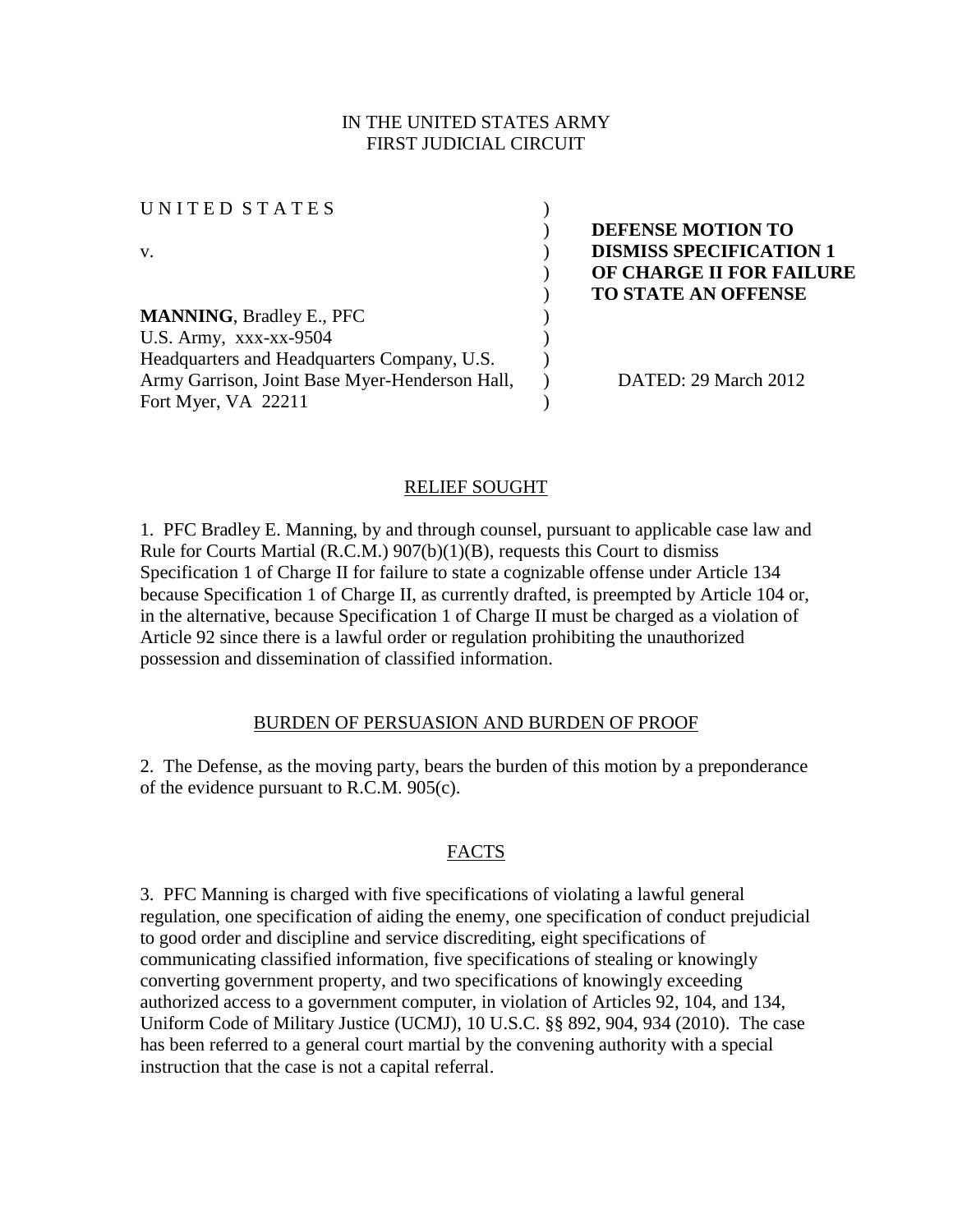IN THE UNITED STATES ARMY
FIRST JUDICIAL CIRCUIT

| | | |
|---|---|---|
| UNITED STATES | ) | |
| | ) | **DEFENSE MOTION TO** |
| v. | ) | **DISMISS SPECIFICATION 1** |
| | ) | **OF CHARGE II FOR FAILURE** |
| | ) | **TO STATE AN OFFENSE** |
| **MANNING**, Bradley E., PFC | ) | |
| U.S. Army, xxx-xx-9504 | ) | |
| Headquarters and Headquarters Company, U.S. | ) | |
| Army Garrison, Joint Base Myer-Henderson Hall, | ) | DATED: 29 March 2012 |
| Fort Myer, VA 22211 | ) | |

## RELIEF SOUGHT

1. PFC Bradley E. Manning, by and through counsel, pursuant to applicable case law and Rule for Courts Martial (R.C.M.) 907(b)(1)(B), requests this Court to dismiss Specification 1 of Charge II for failure to state a cognizable offense under Article 134 because Specification 1 of Charge II, as currently drafted, is preempted by Article 104 or, in the alternative, because Specification 1 of Charge II must be charged as a violation of Article 92 since there is a lawful order or regulation prohibiting the unauthorized possession and dissemination of classified information.

## BURDEN OF PERSUASION AND BURDEN OF PROOF

2. The Defense, as the moving party, bears the burden of this motion by a preponderance of the evidence pursuant to R.C.M. 905(c).

## FACTS

3. PFC Manning is charged with five specifications of violating a lawful general regulation, one specification of aiding the enemy, one specification of conduct prejudicial to good order and discipline and service discrediting, eight specifications of communicating classified information, five specifications of stealing or knowingly converting government property, and two specifications of knowingly exceeding authorized access to a government computer, in violation of Articles 92, 104, and 134, Uniform Code of Military Justice (UCMJ), 10 U.S.C. §§ 892, 904, 934 (2010). The case has been referred to a general court martial by the convening authority with a special instruction that the case is not a capital referral.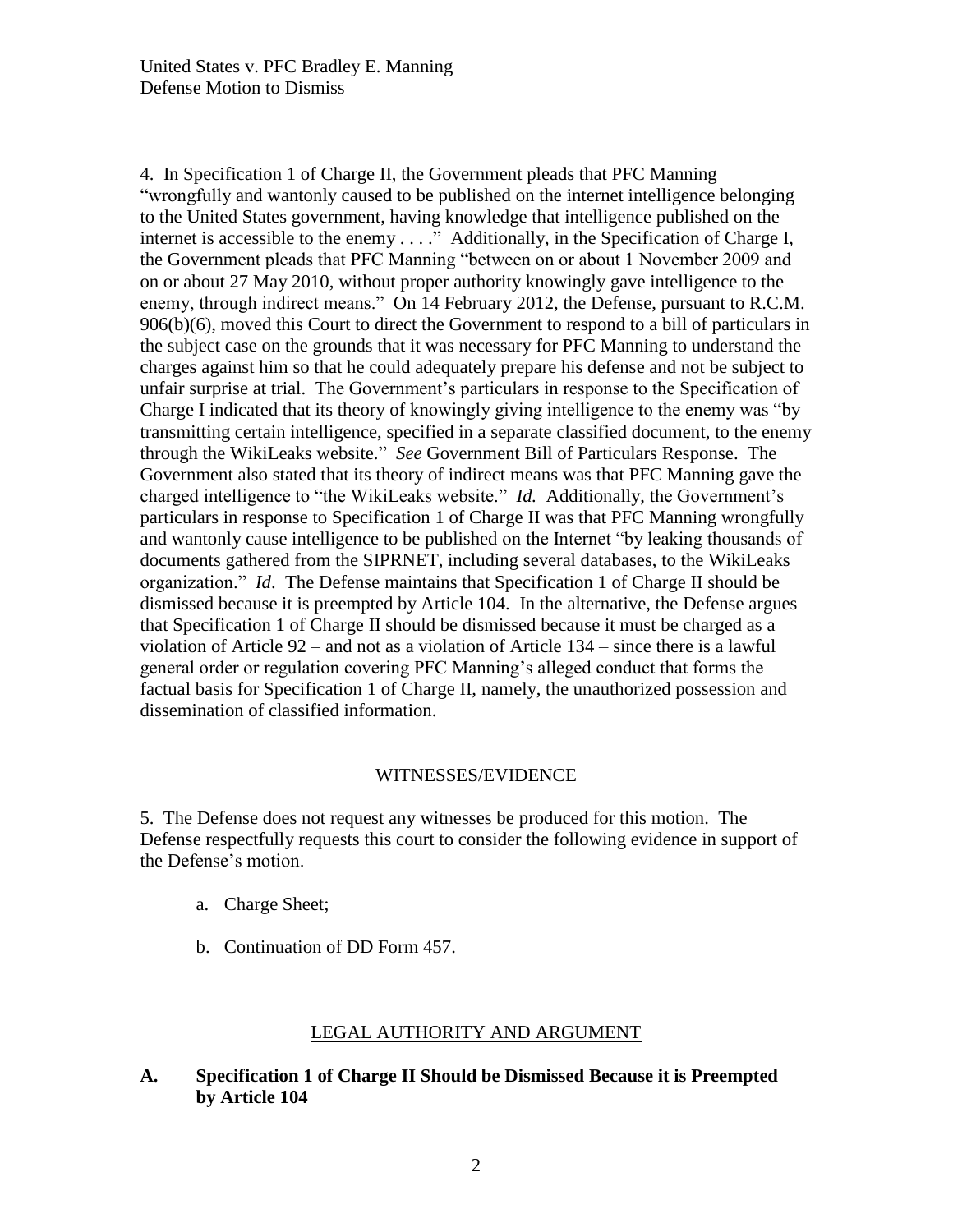4. In Specification 1 of Charge II, the Government pleads that PFC Manning "wrongfully and wantonly caused to be published on the internet intelligence belonging to the United States government, having knowledge that intelligence published on the internet is accessible to the enemy . . . ." Additionally, in the Specification of Charge I, the Government pleads that PFC Manning "between on or about 1 November 2009 and on or about 27 May 2010, without proper authority knowingly gave intelligence to the enemy, through indirect means." On 14 February 2012, the Defense, pursuant to R.C.M. 906(b)(6), moved this Court to direct the Government to respond to a bill of particulars in the subject case on the grounds that it was necessary for PFC Manning to understand the charges against him so that he could adequately prepare his defense and not be subject to unfair surprise at trial. The Government's particulars in response to the Specification of Charge I indicated that its theory of knowingly giving intelligence to the enemy was "by transmitting certain intelligence, specified in a separate classified document, to the enemy through the WikiLeaks website." *See* Government Bill of Particulars Response. The Government also stated that its theory of indirect means was that PFC Manning gave the charged intelligence to "the WikiLeaks website." *Id.* Additionally, the Government's particulars in response to Specification 1 of Charge II was that PFC Manning wrongfully and wantonly cause intelligence to be published on the Internet "by leaking thousands of documents gathered from the SIPRNET, including several databases, to the WikiLeaks organization." *Id*. The Defense maintains that Specification 1 of Charge II should be dismissed because it is preempted by Article 104. In the alternative, the Defense argues that Specification 1 of Charge II should be dismissed because it must be charged as a violation of Article 92 – and not as a violation of Article 134 – since there is a lawful general order or regulation covering PFC Manning's alleged conduct that forms the factual basis for Specification 1 of Charge II, namely, the unauthorized possession and dissemination of classified information.

## WITNESSES/EVIDENCE

5. The Defense does not request any witnesses be produced for this motion. The Defense respectfully requests this court to consider the following evidence in support of the Defense's motion.

a. Charge Sheet;

b. Continuation of DD Form 457.

## LEGAL AUTHORITY AND ARGUMENT

### A. Specification 1 of Charge II Should be Dismissed Because it is Preempted by Article 104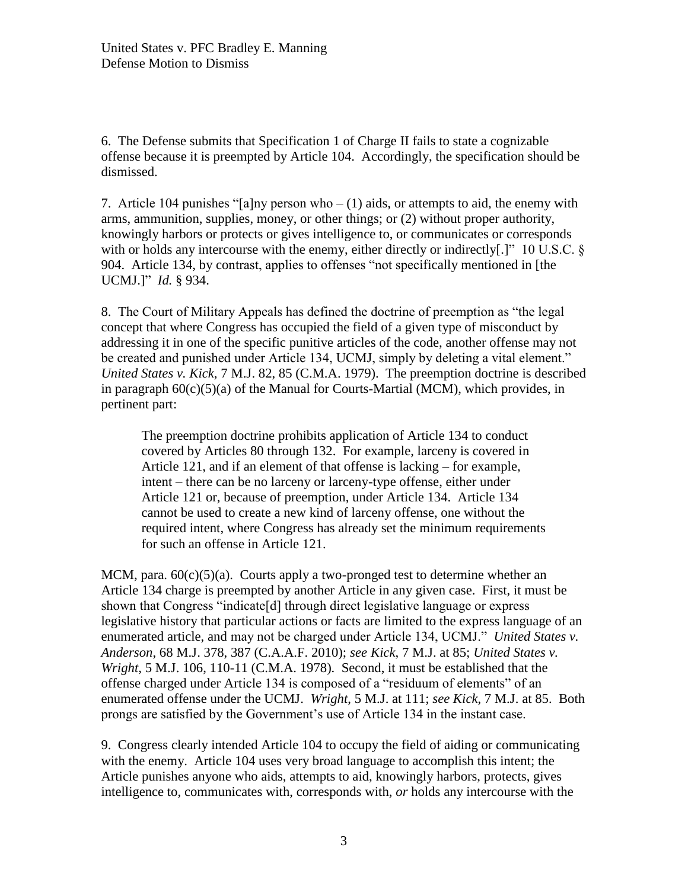6. The Defense submits that Specification 1 of Charge II fails to state a cognizable offense because it is preempted by Article 104. Accordingly, the specification should be dismissed.

7. Article 104 punishes "[a]ny person who – (1) aids, or attempts to aid, the enemy with arms, ammunition, supplies, money, or other things; or (2) without proper authority, knowingly harbors or protects or gives intelligence to, or communicates or corresponds with or holds any intercourse with the enemy, either directly or indirectly[.]" 10 U.S.C. § 904. Article 134, by contrast, applies to offenses "not specifically mentioned in [the UCMJ.]" *Id.* § 934.

8. The Court of Military Appeals has defined the doctrine of preemption as "the legal concept that where Congress has occupied the field of a given type of misconduct by addressing it in one of the specific punitive articles of the code, another offense may not be created and punished under Article 134, UCMJ, simply by deleting a vital element." *United States v. Kick*, 7 M.J. 82, 85 (C.M.A. 1979). The preemption doctrine is described in paragraph 60(c)(5)(a) of the Manual for Courts-Martial (MCM), which provides, in pertinent part:

> The preemption doctrine prohibits application of Article 134 to conduct covered by Articles 80 through 132. For example, larceny is covered in Article 121, and if an element of that offense is lacking – for example, intent – there can be no larceny or larceny-type offense, either under Article 121 or, because of preemption, under Article 134. Article 134 cannot be used to create a new kind of larceny offense, one without the required intent, where Congress has already set the minimum requirements for such an offense in Article 121.

MCM, para. 60(c)(5)(a). Courts apply a two-pronged test to determine whether an Article 134 charge is preempted by another Article in any given case. First, it must be shown that Congress "indicate[d] through direct legislative language or express legislative history that particular actions or facts are limited to the express language of an enumerated article, and may not be charged under Article 134, UCMJ." *United States v. Anderson*, 68 M.J. 378, 387 (C.A.A.F. 2010); *see Kick*, 7 M.J. at 85; *United States v. Wright*, 5 M.J. 106, 110-11 (C.M.A. 1978). Second, it must be established that the offense charged under Article 134 is composed of a "residuum of elements" of an enumerated offense under the UCMJ. *Wright*, 5 M.J. at 111; *see Kick*, 7 M.J. at 85. Both prongs are satisfied by the Government's use of Article 134 in the instant case.

9. Congress clearly intended Article 104 to occupy the field of aiding or communicating with the enemy. Article 104 uses very broad language to accomplish this intent; the Article punishes anyone who aids, attempts to aid, knowingly harbors, protects, gives intelligence to, communicates with, corresponds with, *or* holds any intercourse with the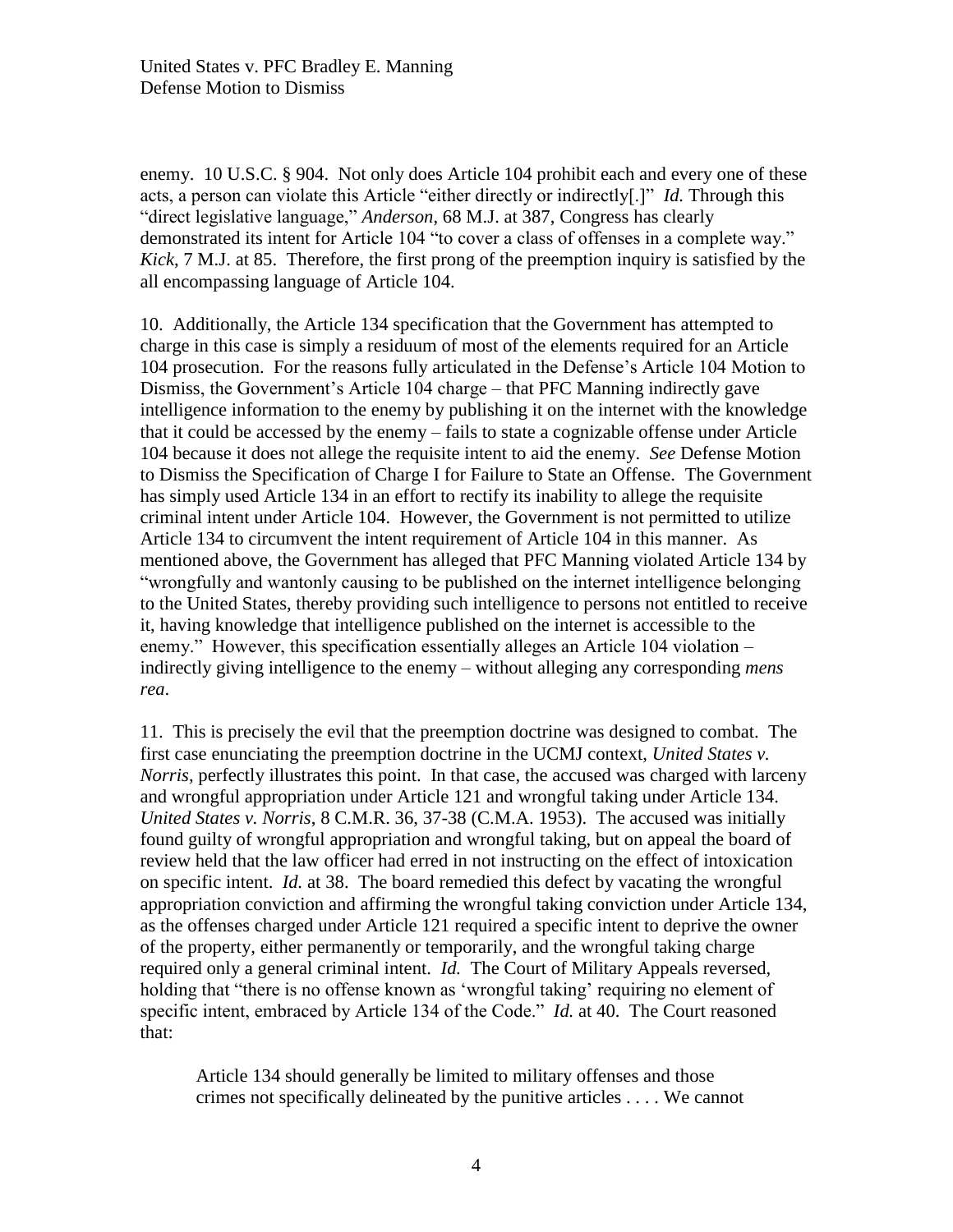enemy. 10 U.S.C. § 904. Not only does Article 104 prohibit each and every one of these acts, a person can violate this Article "either directly or indirectly[.]" *Id.* Through this "direct legislative language," *Anderson*, 68 M.J. at 387, Congress has clearly demonstrated its intent for Article 104 "to cover a class of offenses in a complete way." *Kick*, 7 M.J. at 85. Therefore, the first prong of the preemption inquiry is satisfied by the all encompassing language of Article 104.

10. Additionally, the Article 134 specification that the Government has attempted to charge in this case is simply a residuum of most of the elements required for an Article 104 prosecution. For the reasons fully articulated in the Defense's Article 104 Motion to Dismiss, the Government's Article 104 charge – that PFC Manning indirectly gave intelligence information to the enemy by publishing it on the internet with the knowledge that it could be accessed by the enemy – fails to state a cognizable offense under Article 104 because it does not allege the requisite intent to aid the enemy. *See* Defense Motion to Dismiss the Specification of Charge I for Failure to State an Offense. The Government has simply used Article 134 in an effort to rectify its inability to allege the requisite criminal intent under Article 104. However, the Government is not permitted to utilize Article 134 to circumvent the intent requirement of Article 104 in this manner. As mentioned above, the Government has alleged that PFC Manning violated Article 134 by "wrongfully and wantonly causing to be published on the internet intelligence belonging to the United States, thereby providing such intelligence to persons not entitled to receive it, having knowledge that intelligence published on the internet is accessible to the enemy." However, this specification essentially alleges an Article 104 violation – indirectly giving intelligence to the enemy – without alleging any corresponding *mens rea*.

11. This is precisely the evil that the preemption doctrine was designed to combat. The first case enunciating the preemption doctrine in the UCMJ context, *United States v. Norris*, perfectly illustrates this point. In that case, the accused was charged with larceny and wrongful appropriation under Article 121 and wrongful taking under Article 134. *United States v. Norris*, 8 C.M.R. 36, 37-38 (C.M.A. 1953). The accused was initially found guilty of wrongful appropriation and wrongful taking, but on appeal the board of review held that the law officer had erred in not instructing on the effect of intoxication on specific intent. *Id.* at 38. The board remedied this defect by vacating the wrongful appropriation conviction and affirming the wrongful taking conviction under Article 134, as the offenses charged under Article 121 required a specific intent to deprive the owner of the property, either permanently or temporarily, and the wrongful taking charge required only a general criminal intent. *Id.* The Court of Military Appeals reversed, holding that "there is no offense known as 'wrongful taking' requiring no element of specific intent, embraced by Article 134 of the Code." *Id.* at 40. The Court reasoned that:

> Article 134 should generally be limited to military offenses and those crimes not specifically delineated by the punitive articles . . . . We cannot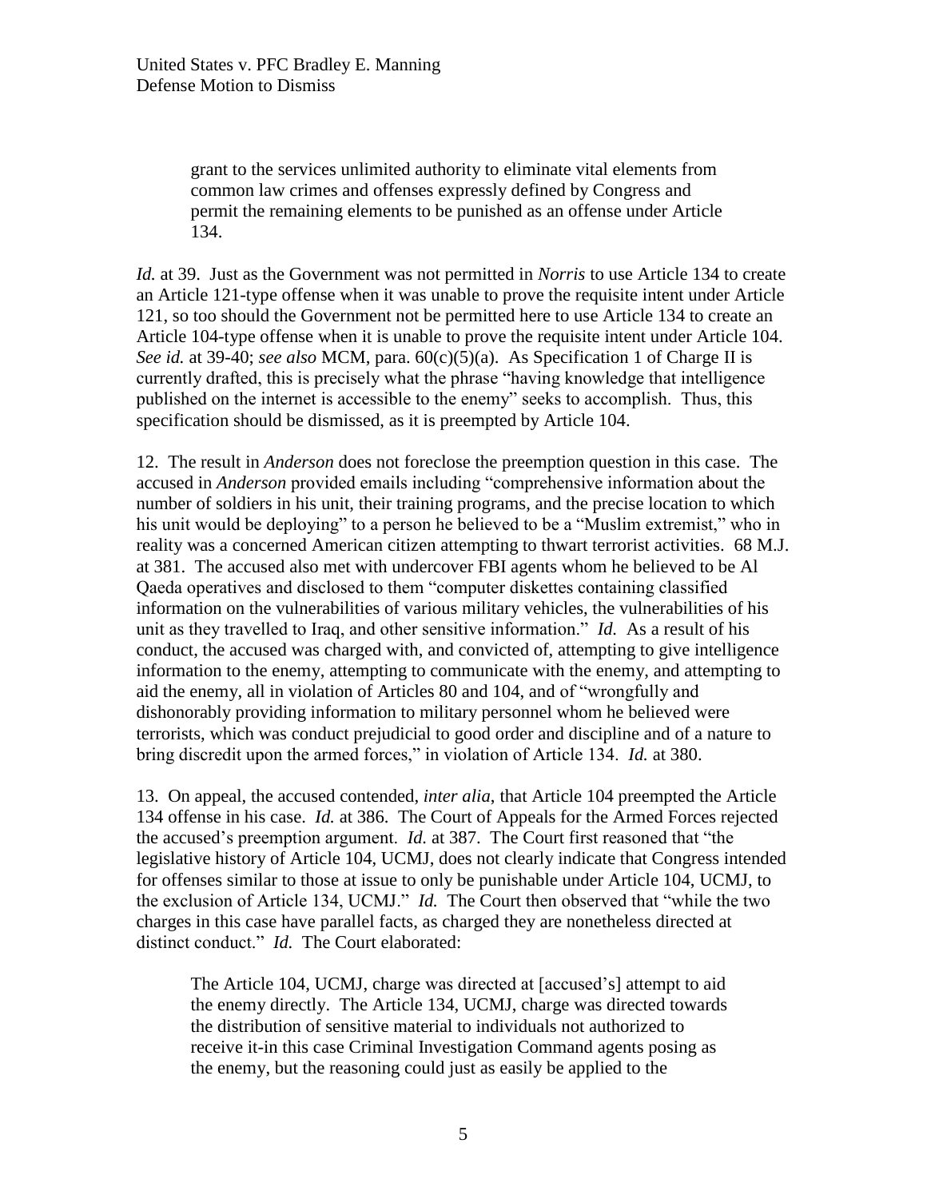> grant to the services unlimited authority to eliminate vital elements from common law crimes and offenses expressly defined by Congress and permit the remaining elements to be punished as an offense under Article 134.

*Id.* at 39. Just as the Government was not permitted in *Norris* to use Article 134 to create an Article 121-type offense when it was unable to prove the requisite intent under Article 121, so too should the Government not be permitted here to use Article 134 to create an Article 104-type offense when it is unable to prove the requisite intent under Article 104. *See id.* at 39-40; *see also* MCM, para. 60(c)(5)(a). As Specification 1 of Charge II is currently drafted, this is precisely what the phrase "having knowledge that intelligence published on the internet is accessible to the enemy" seeks to accomplish. Thus, this specification should be dismissed, as it is preempted by Article 104.

12. The result in *Anderson* does not foreclose the preemption question in this case. The accused in *Anderson* provided emails including "comprehensive information about the number of soldiers in his unit, their training programs, and the precise location to which his unit would be deploying" to a person he believed to be a "Muslim extremist," who in reality was a concerned American citizen attempting to thwart terrorist activities. 68 M.J. at 381. The accused also met with undercover FBI agents whom he believed to be Al Qaeda operatives and disclosed to them "computer diskettes containing classified information on the vulnerabilities of various military vehicles, the vulnerabilities of his unit as they travelled to Iraq, and other sensitive information." *Id.* As a result of his conduct, the accused was charged with, and convicted of, attempting to give intelligence information to the enemy, attempting to communicate with the enemy, and attempting to aid the enemy, all in violation of Articles 80 and 104, and of "wrongfully and dishonorably providing information to military personnel whom he believed were terrorists, which was conduct prejudicial to good order and discipline and of a nature to bring discredit upon the armed forces," in violation of Article 134. *Id.* at 380.

13. On appeal, the accused contended, *inter alia*, that Article 104 preempted the Article 134 offense in his case. *Id.* at 386. The Court of Appeals for the Armed Forces rejected the accused's preemption argument. *Id.* at 387. The Court first reasoned that "the legislative history of Article 104, UCMJ, does not clearly indicate that Congress intended for offenses similar to those at issue to only be punishable under Article 104, UCMJ, to the exclusion of Article 134, UCMJ." *Id.* The Court then observed that "while the two charges in this case have parallel facts, as charged they are nonetheless directed at distinct conduct." *Id.* The Court elaborated:

> The Article 104, UCMJ, charge was directed at [accused's] attempt to aid the enemy directly. The Article 134, UCMJ, charge was directed towards the distribution of sensitive material to individuals not authorized to receive it-in this case Criminal Investigation Command agents posing as the enemy, but the reasoning could just as easily be applied to the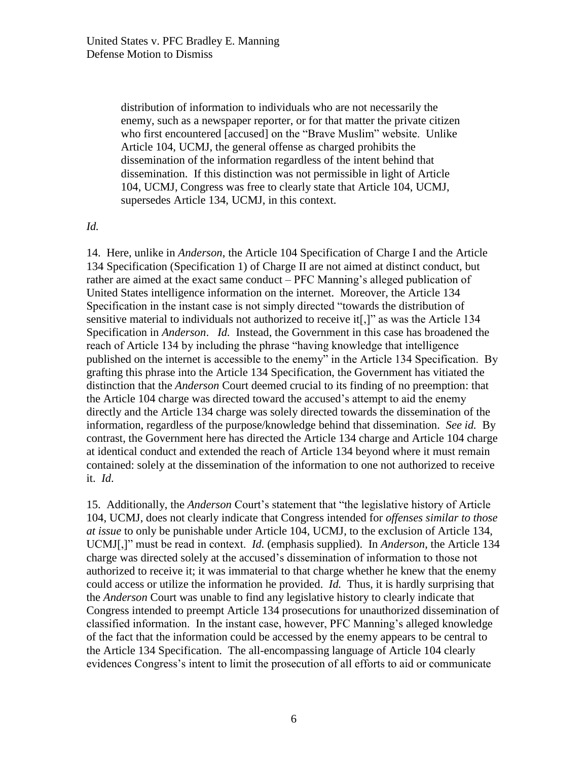> distribution of information to individuals who are not necessarily the enemy, such as a newspaper reporter, or for that matter the private citizen who first encountered [accused] on the "Brave Muslim" website. Unlike Article 104, UCMJ, the general offense as charged prohibits the dissemination of the information regardless of the intent behind that dissemination. If this distinction was not permissible in light of Article 104, UCMJ, Congress was free to clearly state that Article 104, UCMJ, supersedes Article 134, UCMJ, in this context.

*Id.*

14. Here, unlike in *Anderson*, the Article 104 Specification of Charge I and the Article 134 Specification (Specification 1) of Charge II are not aimed at distinct conduct, but rather are aimed at the exact same conduct – PFC Manning's alleged publication of United States intelligence information on the internet. Moreover, the Article 134 Specification in the instant case is not simply directed "towards the distribution of sensitive material to individuals not authorized to receive it[,]" as was the Article 134 Specification in *Anderson*. *Id.* Instead, the Government in this case has broadened the reach of Article 134 by including the phrase "having knowledge that intelligence published on the internet is accessible to the enemy" in the Article 134 Specification. By grafting this phrase into the Article 134 Specification, the Government has vitiated the distinction that the *Anderson* Court deemed crucial to its finding of no preemption: that the Article 104 charge was directed toward the accused's attempt to aid the enemy directly and the Article 134 charge was solely directed towards the dissemination of the information, regardless of the purpose/knowledge behind that dissemination. *See id.* By contrast, the Government here has directed the Article 134 charge and Article 104 charge at identical conduct and extended the reach of Article 134 beyond where it must remain contained: solely at the dissemination of the information to one not authorized to receive it. *Id*.

15. Additionally, the *Anderson* Court's statement that "the legislative history of Article 104, UCMJ, does not clearly indicate that Congress intended for *offenses similar to those at issue* to only be punishable under Article 104, UCMJ, to the exclusion of Article 134, UCMJ[,]" must be read in context. *Id.* (emphasis supplied). In *Anderson*, the Article 134 charge was directed solely at the accused's dissemination of information to those not authorized to receive it; it was immaterial to that charge whether he knew that the enemy could access or utilize the information he provided. *Id.* Thus, it is hardly surprising that the *Anderson* Court was unable to find any legislative history to clearly indicate that Congress intended to preempt Article 134 prosecutions for unauthorized dissemination of classified information. In the instant case, however, PFC Manning's alleged knowledge of the fact that the information could be accessed by the enemy appears to be central to the Article 134 Specification. The all-encompassing language of Article 104 clearly evidences Congress's intent to limit the prosecution of all efforts to aid or communicate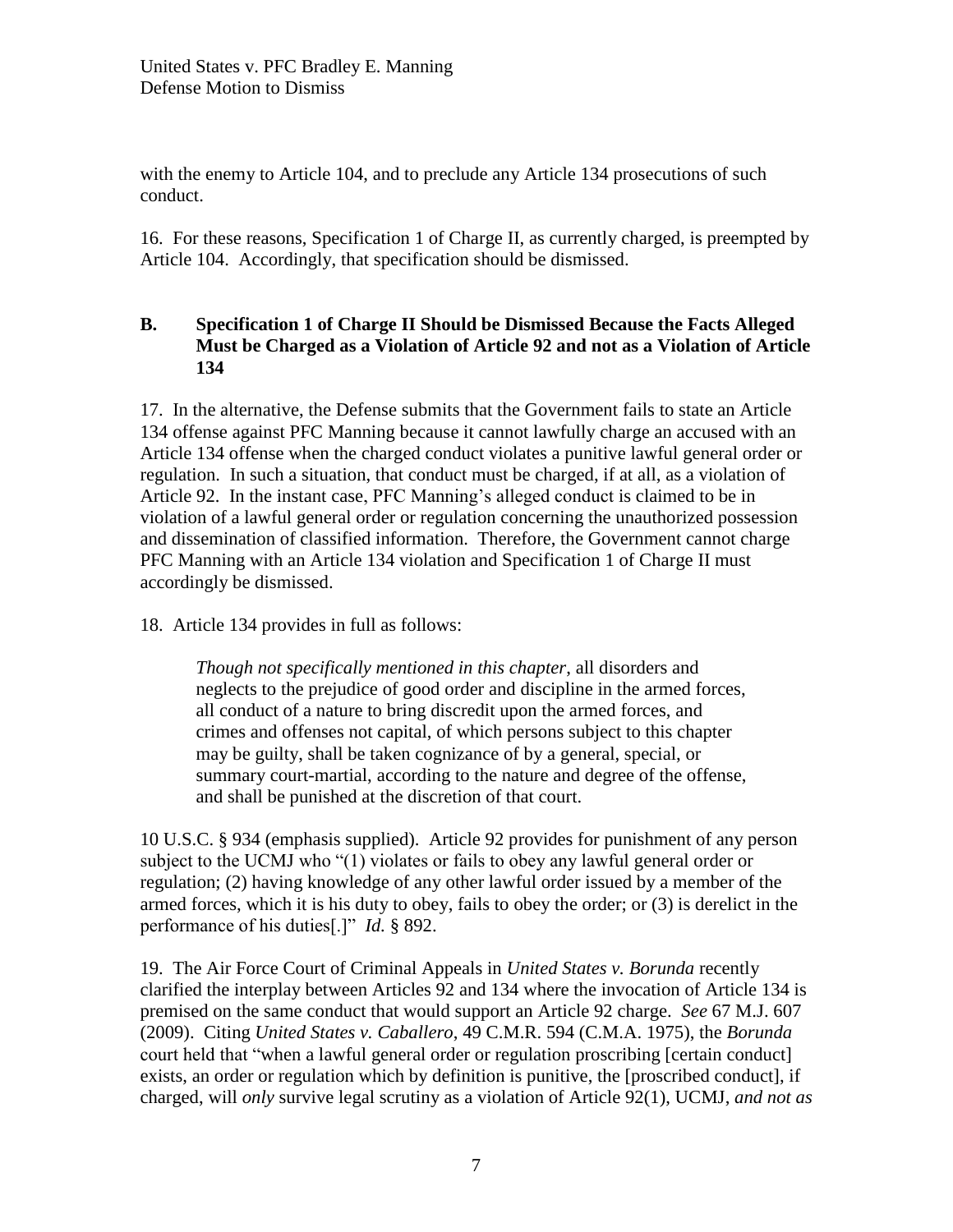with the enemy to Article 104, and to preclude any Article 134 prosecutions of such conduct.

16. For these reasons, Specification 1 of Charge II, as currently charged, is preempted by Article 104. Accordingly, that specification should be dismissed.

### B. Specification 1 of Charge II Should be Dismissed Because the Facts Alleged Must be Charged as a Violation of Article 92 and not as a Violation of Article 134

17. In the alternative, the Defense submits that the Government fails to state an Article 134 offense against PFC Manning because it cannot lawfully charge an accused with an Article 134 offense when the charged conduct violates a punitive lawful general order or regulation. In such a situation, that conduct must be charged, if at all, as a violation of Article 92. In the instant case, PFC Manning's alleged conduct is claimed to be in violation of a lawful general order or regulation concerning the unauthorized possession and dissemination of classified information. Therefore, the Government cannot charge PFC Manning with an Article 134 violation and Specification 1 of Charge II must accordingly be dismissed.

18. Article 134 provides in full as follows:

> *Though not specifically mentioned in this chapter*, all disorders and neglects to the prejudice of good order and discipline in the armed forces, all conduct of a nature to bring discredit upon the armed forces, and crimes and offenses not capital, of which persons subject to this chapter may be guilty, shall be taken cognizance of by a general, special, or summary court-martial, according to the nature and degree of the offense, and shall be punished at the discretion of that court.

10 U.S.C. § 934 (emphasis supplied). Article 92 provides for punishment of any person subject to the UCMJ who "(1) violates or fails to obey any lawful general order or regulation; (2) having knowledge of any other lawful order issued by a member of the armed forces, which it is his duty to obey, fails to obey the order; or (3) is derelict in the performance of his duties[.]" *Id.* § 892.

19. The Air Force Court of Criminal Appeals in *United States v. Borunda* recently clarified the interplay between Articles 92 and 134 where the invocation of Article 134 is premised on the same conduct that would support an Article 92 charge. *See* 67 M.J. 607 (2009). Citing *United States v. Caballero*, 49 C.M.R. 594 (C.M.A. 1975), the *Borunda* court held that "when a lawful general order or regulation proscribing [certain conduct] exists, an order or regulation which by definition is punitive, the [proscribed conduct], if charged, will *only* survive legal scrutiny as a violation of Article 92(1), UCMJ, *and not as*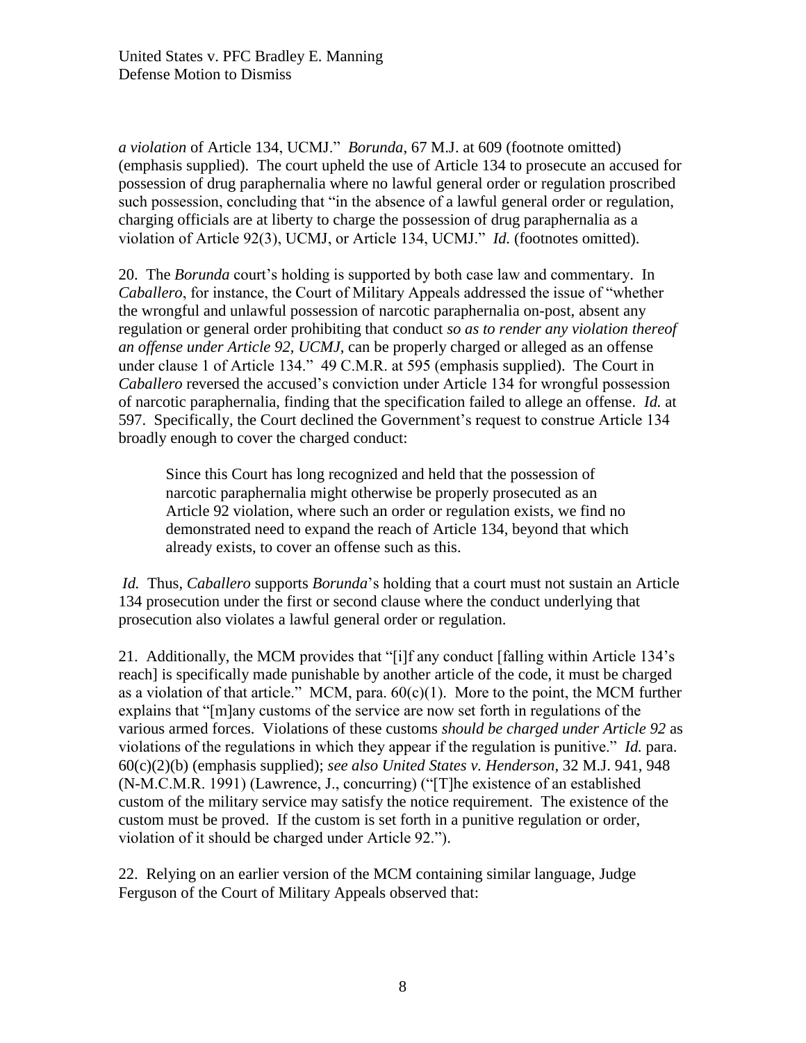*a violation* of Article 134, UCMJ." *Borunda*, 67 M.J. at 609 (footnote omitted) (emphasis supplied). The court upheld the use of Article 134 to prosecute an accused for possession of drug paraphernalia where no lawful general order or regulation proscribed such possession, concluding that "in the absence of a lawful general order or regulation, charging officials are at liberty to charge the possession of drug paraphernalia as a violation of Article 92(3), UCMJ, or Article 134, UCMJ." *Id.* (footnotes omitted).

20. The *Borunda* court's holding is supported by both case law and commentary. In *Caballero*, for instance, the Court of Military Appeals addressed the issue of "whether the wrongful and unlawful possession of narcotic paraphernalia on-post, absent any regulation or general order prohibiting that conduct *so as to render any violation thereof an offense under Article 92, UCMJ*, can be properly charged or alleged as an offense under clause 1 of Article 134." 49 C.M.R. at 595 (emphasis supplied). The Court in *Caballero* reversed the accused's conviction under Article 134 for wrongful possession of narcotic paraphernalia, finding that the specification failed to allege an offense. *Id.* at 597. Specifically, the Court declined the Government's request to construe Article 134 broadly enough to cover the charged conduct:

> Since this Court has long recognized and held that the possession of narcotic paraphernalia might otherwise be properly prosecuted as an Article 92 violation, where such an order or regulation exists, we find no demonstrated need to expand the reach of Article 134, beyond that which already exists, to cover an offense such as this.

*Id.* Thus, *Caballero* supports *Borunda*'s holding that a court must not sustain an Article 134 prosecution under the first or second clause where the conduct underlying that prosecution also violates a lawful general order or regulation.

21. Additionally, the MCM provides that "[i]f any conduct [falling within Article 134's reach] is specifically made punishable by another article of the code, it must be charged as a violation of that article." MCM, para. 60(c)(1). More to the point, the MCM further explains that "[m]any customs of the service are now set forth in regulations of the various armed forces. Violations of these customs *should be charged under Article 92* as violations of the regulations in which they appear if the regulation is punitive." *Id.* para. 60(c)(2)(b) (emphasis supplied); *see also United States v. Henderson*, 32 M.J. 941, 948 (N-M.C.M.R. 1991) (Lawrence, J., concurring) ("[T]he existence of an established custom of the military service may satisfy the notice requirement. The existence of the custom must be proved. If the custom is set forth in a punitive regulation or order, violation of it should be charged under Article 92.").

22. Relying on an earlier version of the MCM containing similar language, Judge Ferguson of the Court of Military Appeals observed that: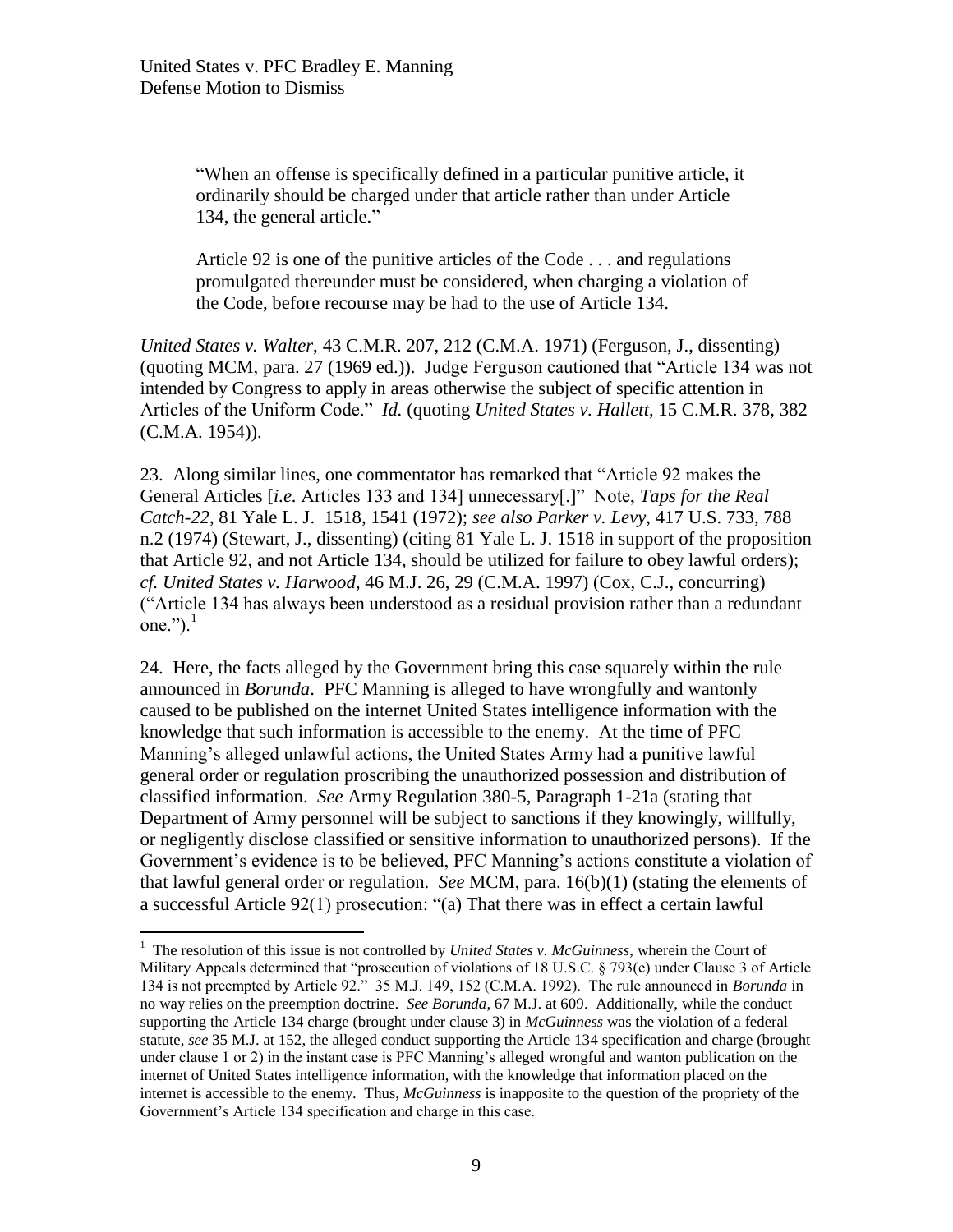> "When an offense is specifically defined in a particular punitive article, it ordinarily should be charged under that article rather than under Article 134, the general article."
>
> Article 92 is one of the punitive articles of the Code . . . and regulations promulgated thereunder must be considered, when charging a violation of the Code, before recourse may be had to the use of Article 134.

*United States v. Walter*, 43 C.M.R. 207, 212 (C.M.A. 1971) (Ferguson, J., dissenting) (quoting MCM, para. 27 (1969 ed.)). Judge Ferguson cautioned that "Article 134 was not intended by Congress to apply in areas otherwise the subject of specific attention in Articles of the Uniform Code." *Id.* (quoting *United States v. Hallett*, 15 C.M.R. 378, 382 (C.M.A. 1954)).

23. Along similar lines, one commentator has remarked that "Article 92 makes the General Articles [*i.e.* Articles 133 and 134] unnecessary[.]" Note, *Taps for the Real Catch-22*, 81 Yale L. J. 1518, 1541 (1972); *see also Parker v. Levy*, 417 U.S. 733, 788 n.2 (1974) (Stewart, J., dissenting) (citing 81 Yale L. J. 1518 in support of the proposition that Article 92, and not Article 134, should be utilized for failure to obey lawful orders); *cf. United States v. Harwood*, 46 M.J. 26, 29 (C.M.A. 1997) (Cox, C.J., concurring) ("Article 134 has always been understood as a residual provision rather than a redundant one.").[1]

24. Here, the facts alleged by the Government bring this case squarely within the rule announced in *Borunda*. PFC Manning is alleged to have wrongfully and wantonly caused to be published on the internet United States intelligence information with the knowledge that such information is accessible to the enemy. At the time of PFC Manning's alleged unlawful actions, the United States Army had a punitive lawful general order or regulation proscribing the unauthorized possession and distribution of classified information. *See* Army Regulation 380-5, Paragraph 1-21a (stating that Department of Army personnel will be subject to sanctions if they knowingly, willfully, or negligently disclose classified or sensitive information to unauthorized persons). If the Government's evidence is to be believed, PFC Manning's actions constitute a violation of that lawful general order or regulation. *See* MCM, para. 16(b)(1) (stating the elements of a successful Article 92(1) prosecution: "(a) That there was in effect a certain lawful

---

[1] The resolution of this issue is not controlled by *United States v. McGuinness*, wherein the Court of Military Appeals determined that "prosecution of violations of 18 U.S.C. § 793(e) under Clause 3 of Article 134 is not preempted by Article 92." 35 M.J. 149, 152 (C.M.A. 1992). The rule announced in *Borunda* in no way relies on the preemption doctrine. *See Borunda*, 67 M.J. at 609. Additionally, while the conduct supporting the Article 134 charge (brought under clause 3) in *McGuinness* was the violation of a federal statute, *see* 35 M.J. at 152, the alleged conduct supporting the Article 134 specification and charge (brought under clause 1 or 2) in the instant case is PFC Manning's alleged wrongful and wanton publication on the internet of United States intelligence information, with the knowledge that information placed on the internet is accessible to the enemy. Thus, *McGuinness* is inapposite to the question of the propriety of the Government's Article 134 specification and charge in this case.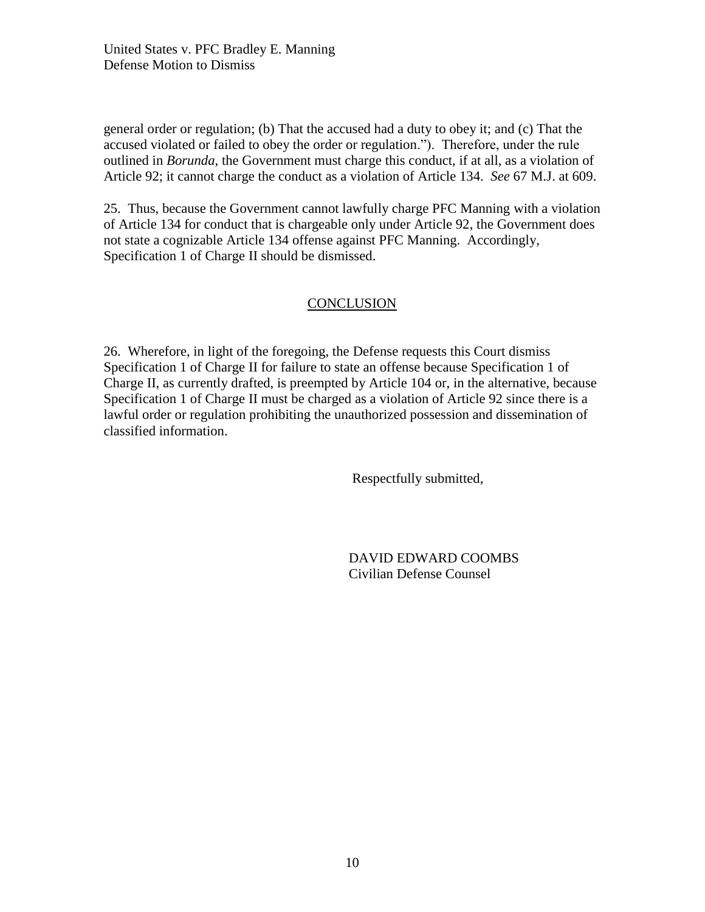general order or regulation; (b) That the accused had a duty to obey it; and (c) That the accused violated or failed to obey the order or regulation."). Therefore, under the rule outlined in *Borunda*, the Government must charge this conduct, if at all, as a violation of Article 92; it cannot charge the conduct as a violation of Article 134. *See* 67 M.J. at 609.

25. Thus, because the Government cannot lawfully charge PFC Manning with a violation of Article 134 for conduct that is chargeable only under Article 92, the Government does not state a cognizable Article 134 offense against PFC Manning. Accordingly, Specification 1 of Charge II should be dismissed.

## CONCLUSION

26. Wherefore, in light of the foregoing, the Defense requests this Court dismiss Specification 1 of Charge II for failure to state an offense because Specification 1 of Charge II, as currently drafted, is preempted by Article 104 or, in the alternative, because Specification 1 of Charge II must be charged as a violation of Article 92 since there is a lawful order or regulation prohibiting the unauthorized possession and dissemination of classified information.

Respectfully submitted,

DAVID EDWARD COOMBS
Civilian Defense Counsel